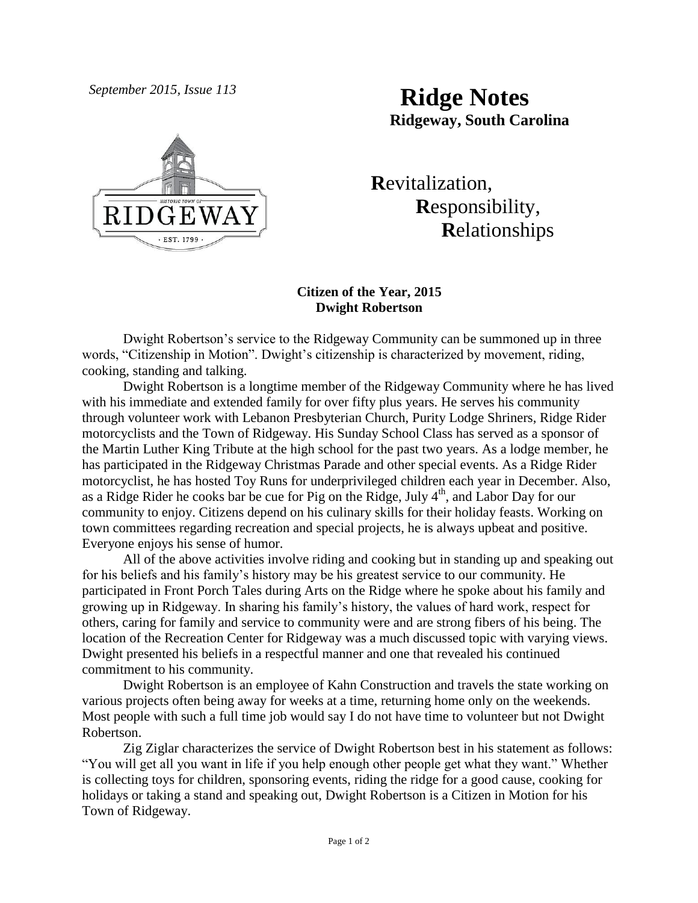*September 2015, Issue 113*

# Ridge Notes

**Ridgeway, South Carolina**

**R**evitalization,
**R**esponsibility,
**R**elationships

## Citizen of the Year, 2015
## Dwight Robertson

Dwight Robertson's service to the Ridgeway Community can be summoned up in three words, "Citizenship in Motion". Dwight's citizenship is characterized by movement, riding, cooking, standing and talking.

Dwight Robertson is a longtime member of the Ridgeway Community where he has lived with his immediate and extended family for over fifty plus years. He serves his community through volunteer work with Lebanon Presbyterian Church, Purity Lodge Shriners, Ridge Rider motorcyclists and the Town of Ridgeway. His Sunday School Class has served as a sponsor of the Martin Luther King Tribute at the high school for the past two years. As a lodge member, he has participated in the Ridgeway Christmas Parade and other special events. As a Ridge Rider motorcyclist, he has hosted Toy Runs for underprivileged children each year in December. Also, as a Ridge Rider he cooks bar be cue for Pig on the Ridge, July 4th, and Labor Day for our community to enjoy. Citizens depend on his culinary skills for their holiday feasts. Working on town committees regarding recreation and special projects, he is always upbeat and positive. Everyone enjoys his sense of humor.

All of the above activities involve riding and cooking but in standing up and speaking out for his beliefs and his family's history may be his greatest service to our community. He participated in Front Porch Tales during Arts on the Ridge where he spoke about his family and growing up in Ridgeway. In sharing his family's history, the values of hard work, respect for others, caring for family and service to community were and are strong fibers of his being. The location of the Recreation Center for Ridgeway was a much discussed topic with varying views. Dwight presented his beliefs in a respectful manner and one that revealed his continued commitment to his community.

Dwight Robertson is an employee of Kahn Construction and travels the state working on various projects often being away for weeks at a time, returning home only on the weekends. Most people with such a full time job would say I do not have time to volunteer but not Dwight Robertson.

Zig Ziglar characterizes the service of Dwight Robertson best in his statement as follows: "You will get all you want in life if you help enough other people get what they want." Whether is collecting toys for children, sponsoring events, riding the ridge for a good cause, cooking for holidays or taking a stand and speaking out, Dwight Robertson is a Citizen in Motion for his Town of Ridgeway.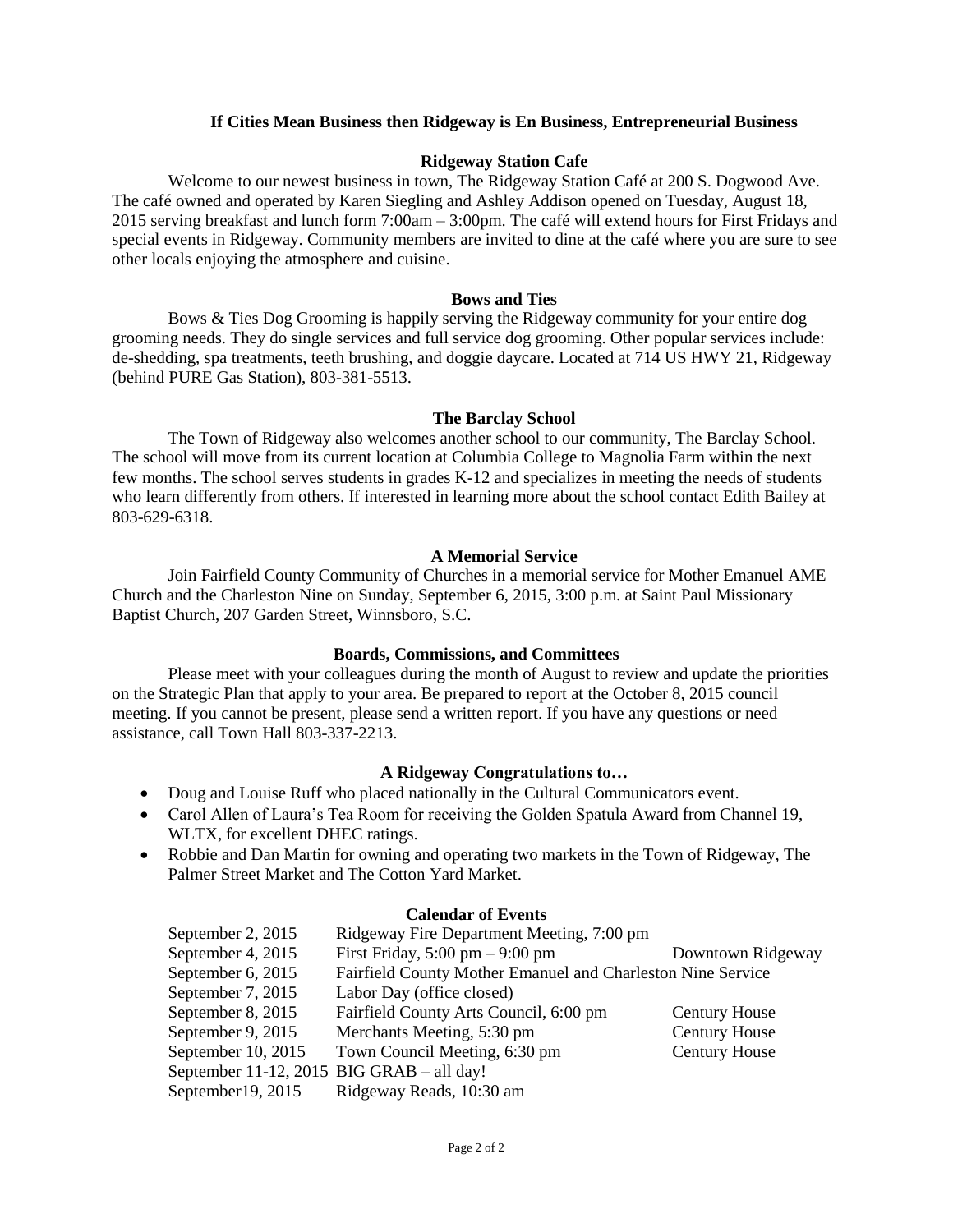**If Cities Mean Business then Ridgeway is En Business, Entrepreneurial Business**

**Ridgeway Station Cafe**

Welcome to our newest business in town, The Ridgeway Station Café at 200 S. Dogwood Ave. The café owned and operated by Karen Siegling and Ashley Addison opened on Tuesday, August 18, 2015 serving breakfast and lunch form 7:00am – 3:00pm. The café will extend hours for First Fridays and special events in Ridgeway. Community members are invited to dine at the café where you are sure to see other locals enjoying the atmosphere and cuisine.

**Bows and Ties**

Bows & Ties Dog Grooming is happily serving the Ridgeway community for your entire dog grooming needs. They do single services and full service dog grooming. Other popular services include: de-shedding, spa treatments, teeth brushing, and doggie daycare. Located at 714 US HWY 21, Ridgeway (behind PURE Gas Station), 803-381-5513.

**The Barclay School**

The Town of Ridgeway also welcomes another school to our community, The Barclay School. The school will move from its current location at Columbia College to Magnolia Farm within the next few months. The school serves students in grades K-12 and specializes in meeting the needs of students who learn differently from others. If interested in learning more about the school contact Edith Bailey at 803-629-6318.

**A Memorial Service**

Join Fairfield County Community of Churches in a memorial service for Mother Emanuel AME Church and the Charleston Nine on Sunday, September 6, 2015, 3:00 p.m. at Saint Paul Missionary Baptist Church, 207 Garden Street, Winnsboro, S.C.

**Boards, Commissions, and Committees**

Please meet with your colleagues during the month of August to review and update the priorities on the Strategic Plan that apply to your area. Be prepared to report at the October 8, 2015 council meeting. If you cannot be present, please send a written report. If you have any questions or need assistance, call Town Hall 803-337-2213.

**A Ridgeway Congratulations to…**

- Doug and Louise Ruff who placed nationally in the Cultural Communicators event.
- Carol Allen of Laura's Tea Room for receiving the Golden Spatula Award from Channel 19, WLTX, for excellent DHEC ratings.
- Robbie and Dan Martin for owning and operating two markets in the Town of Ridgeway, The Palmer Street Market and The Cotton Yard Market.

**Calendar of Events**

| | | |
|---|---|---|
| September 2, 2015 | Ridgeway Fire Department Meeting, 7:00 pm | |
| September 4, 2015 | First Friday, 5:00 pm – 9:00 pm | Downtown Ridgeway |
| September 6, 2015 | Fairfield County Mother Emanuel and Charleston Nine Service | |
| September 7, 2015 | Labor Day (office closed) | |
| September 8, 2015 | Fairfield County Arts Council, 6:00 pm | Century House |
| September 9, 2015 | Merchants Meeting, 5:30 pm | Century House |
| September 10, 2015 | Town Council Meeting, 6:30 pm | Century House |
| September 11-12, 2015 | BIG GRAB – all day! | |
| September19, 2015 | Ridgeway Reads, 10:30 am | |